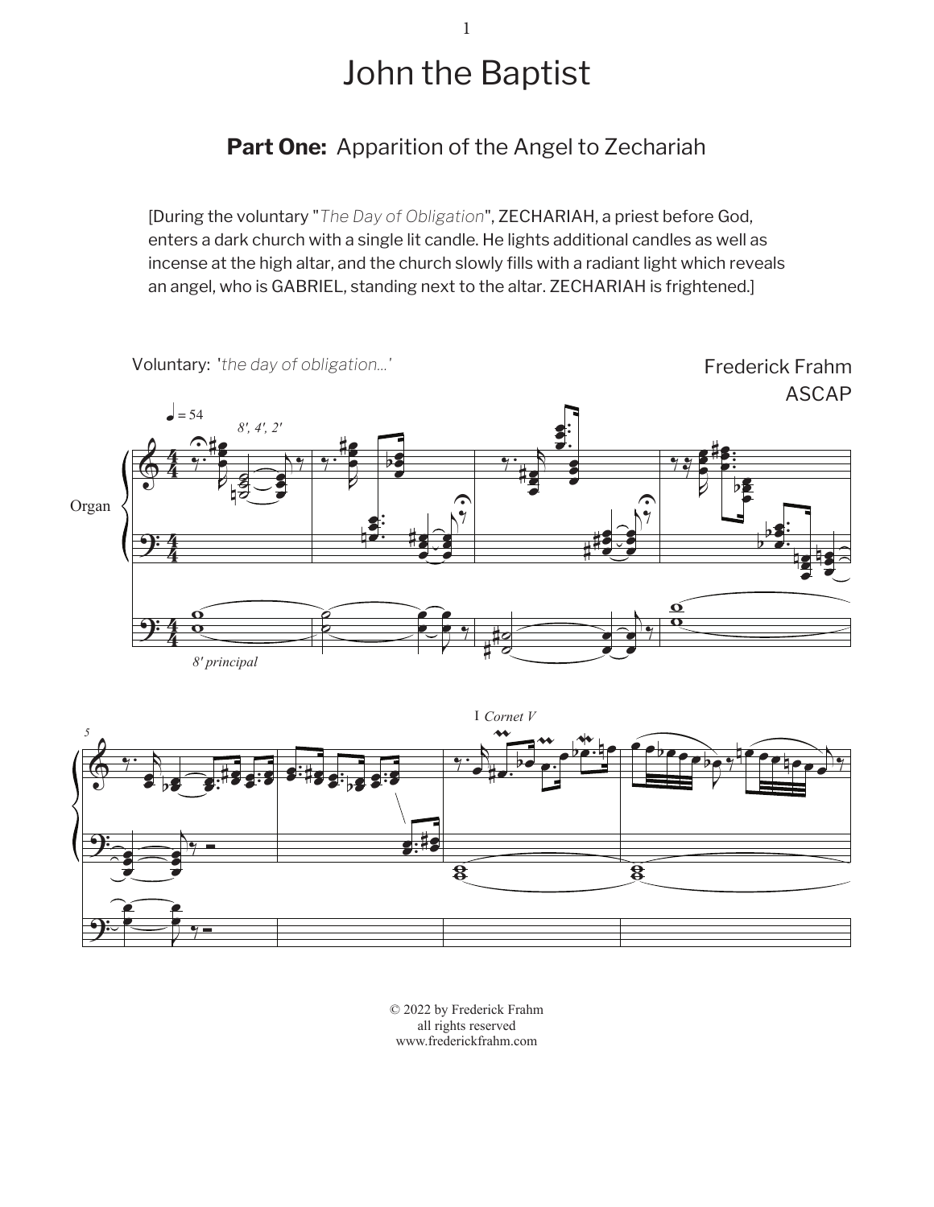# John the Baptist

## **Part One:** Apparition of the Angel to Zechariah

[During the voluntary "*The Day of Obligation*", ZECHARIAH, a priest before God, enters a dark church with a single lit candle. He lights additional candles as well as incense at the high altar, and the church slowly fills with a radiant light which reveals an angel, who is GABRIEL, standing next to the altar. ZECHARIAH is frightened.]

Voluntary: '*the day of obligation...*'

Frederick Frahm
ASCAP

© 2022 by Frederick Frahm
all rights reserved
www.frederickfrahm.com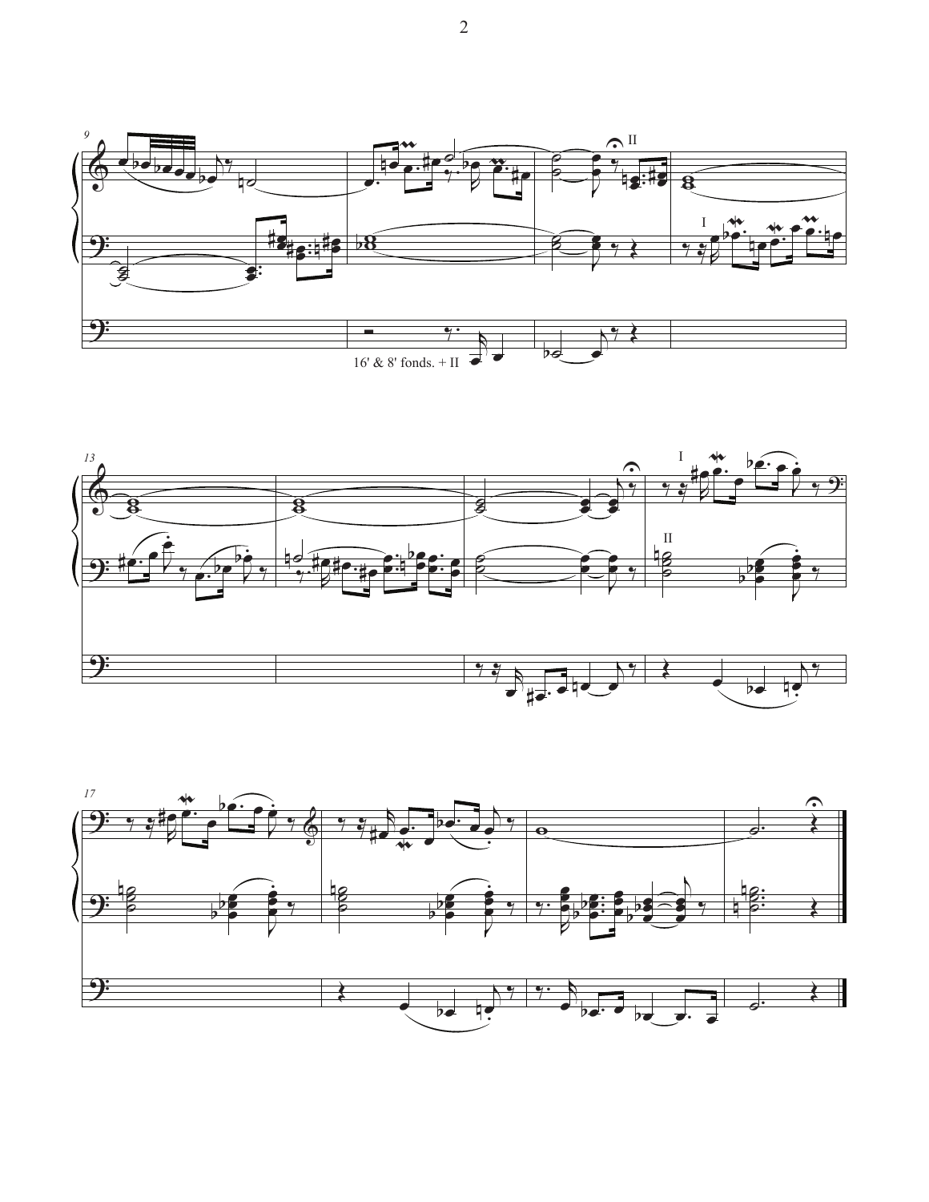16' & 8' fonds. + II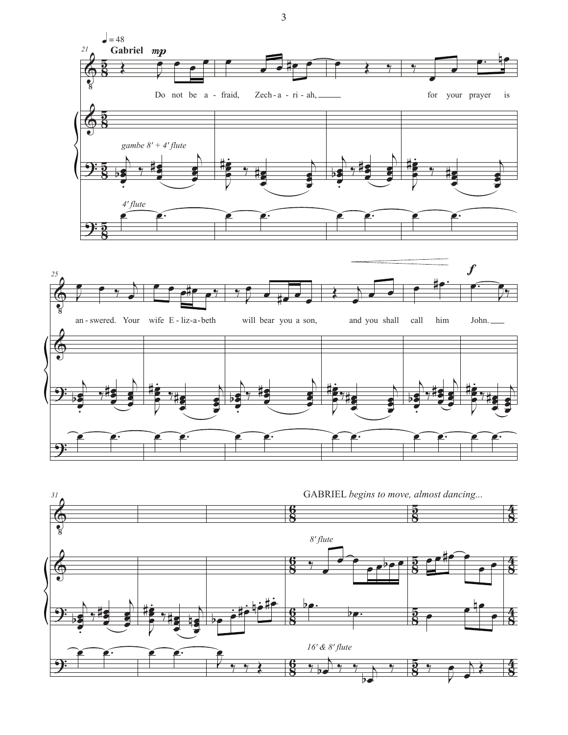♩ = 48

Gabriel *mp*

Do not be a - fraid, Zech - a - ri - ah, for your prayer is an - swered. Your wife E - liz - a - beth will bear you a son, and you shall call him John.

*f*

*gambe 8′ + 4′ flute*

*4′ flute*

GABRIEL *begins to move, almost dancing...*

*8′ flute*

*16′ & 8′ flute*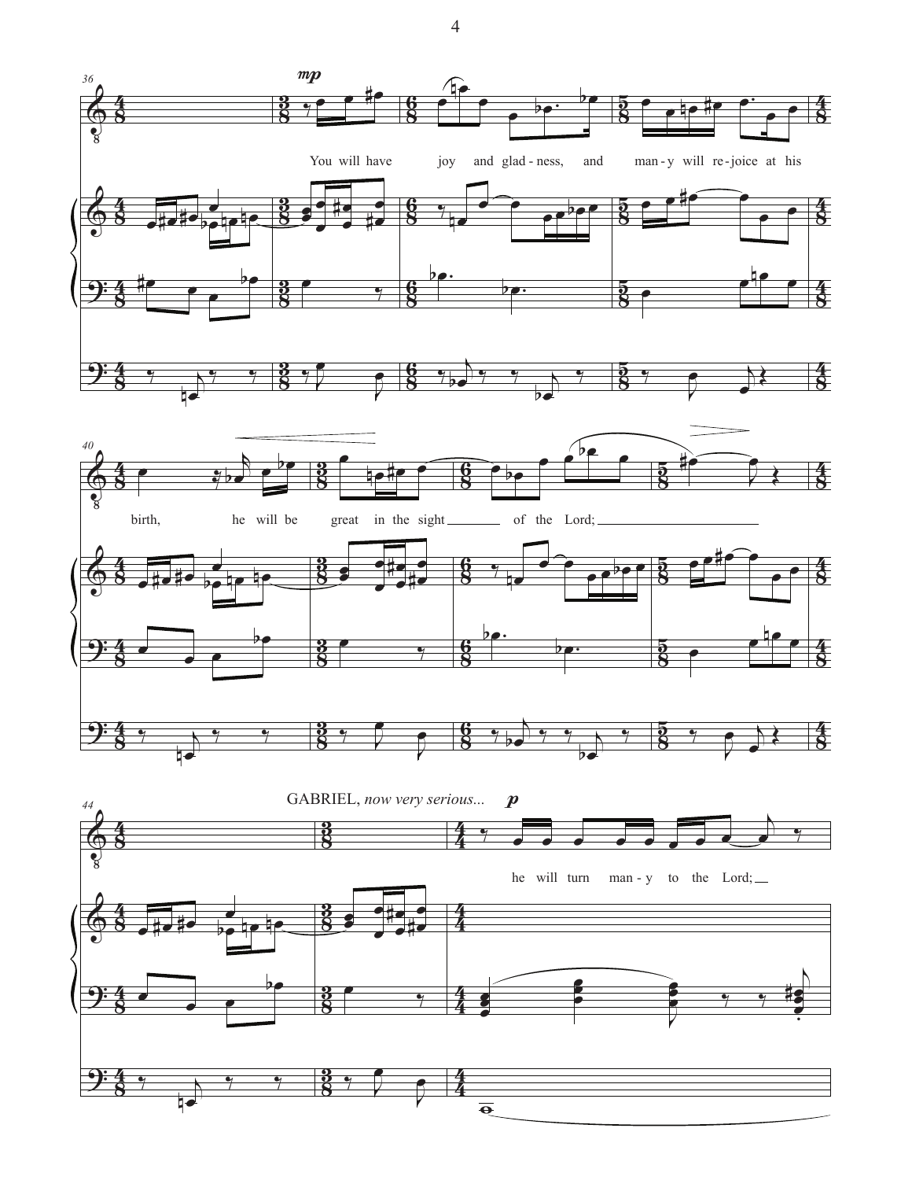You will have joy and glad - ness, and man - y will re - joice at his

birth, he will be great in the sight of the Lord;

GABRIEL, *now very serious...*

he will turn man - y to the Lord;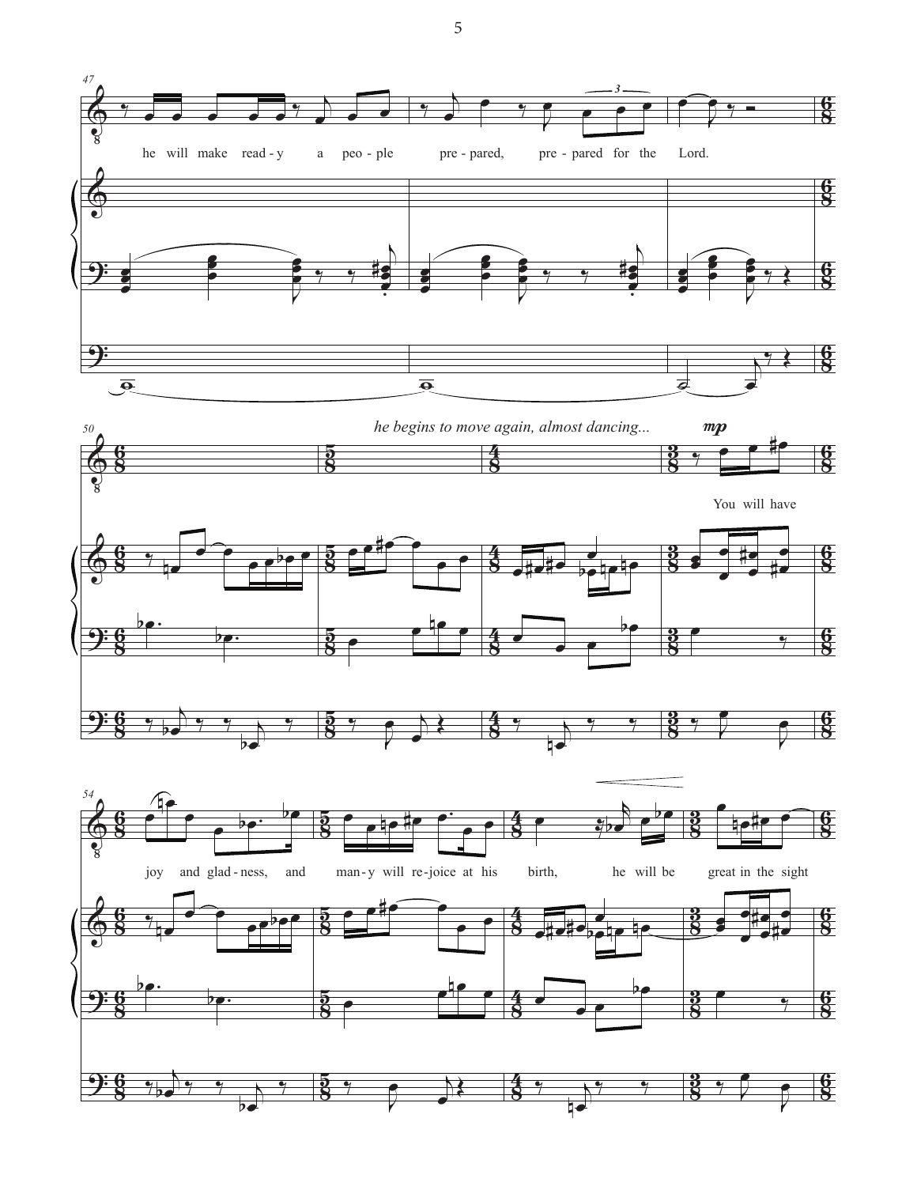he will make read-y a peo-ple pre-pared, pre-pared for the Lord.

*he begins to move again, almost dancing...*

**mp**

You will have joy and glad-ness, and man-y will re-joice at his birth, he will be great in the sight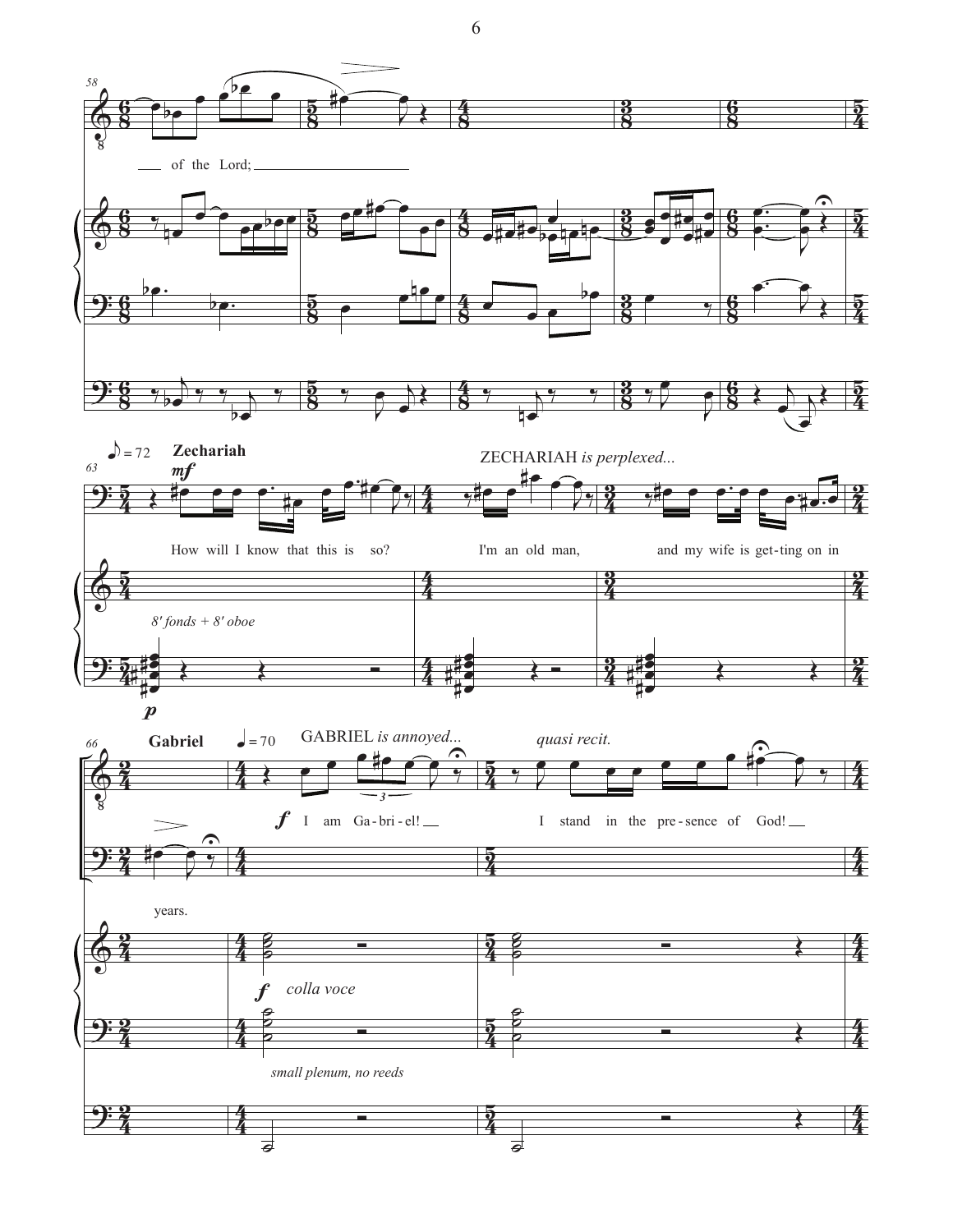58

of the Lord;

♪ = 72 **Zechariah**

*mf*

63

ZECHARIAH *is perplexed...*

How will I know that this is so? I'm an old man, and my wife is get-ting on in

*8' fonds + 8' oboe*

*p*

66 **Gabriel** ♩ = 70 GABRIEL *is annoyed...* *quasi recit.*

*f* I am Ga-bri-el! I stand in the pre-sence of God!

years.

*f* *colla voce*

*small plenum, no reeds*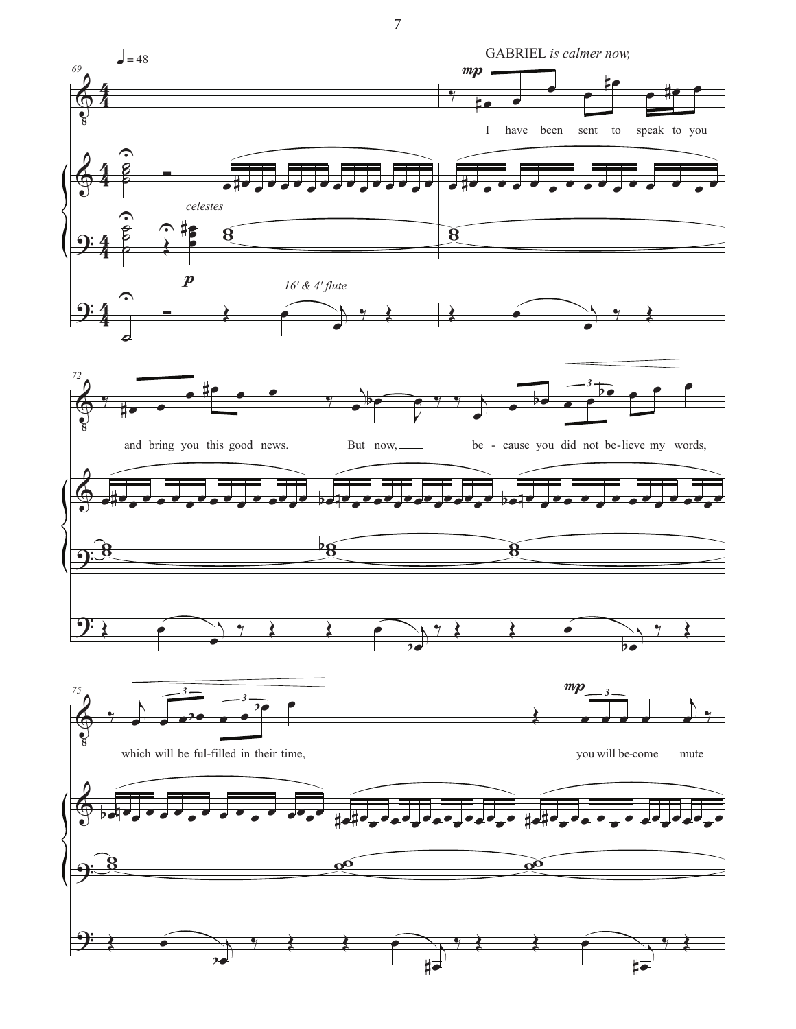♩ = 48

GABRIEL *is calmer now,*

*mp*

I have been sent to speak to you

*celestes*

*p*

*16' & 4' flute*

and bring you this good news. But now, be - cause you did not be-lieve my words,

which will be ful-filled in their time,

*mp*

you will be-come mute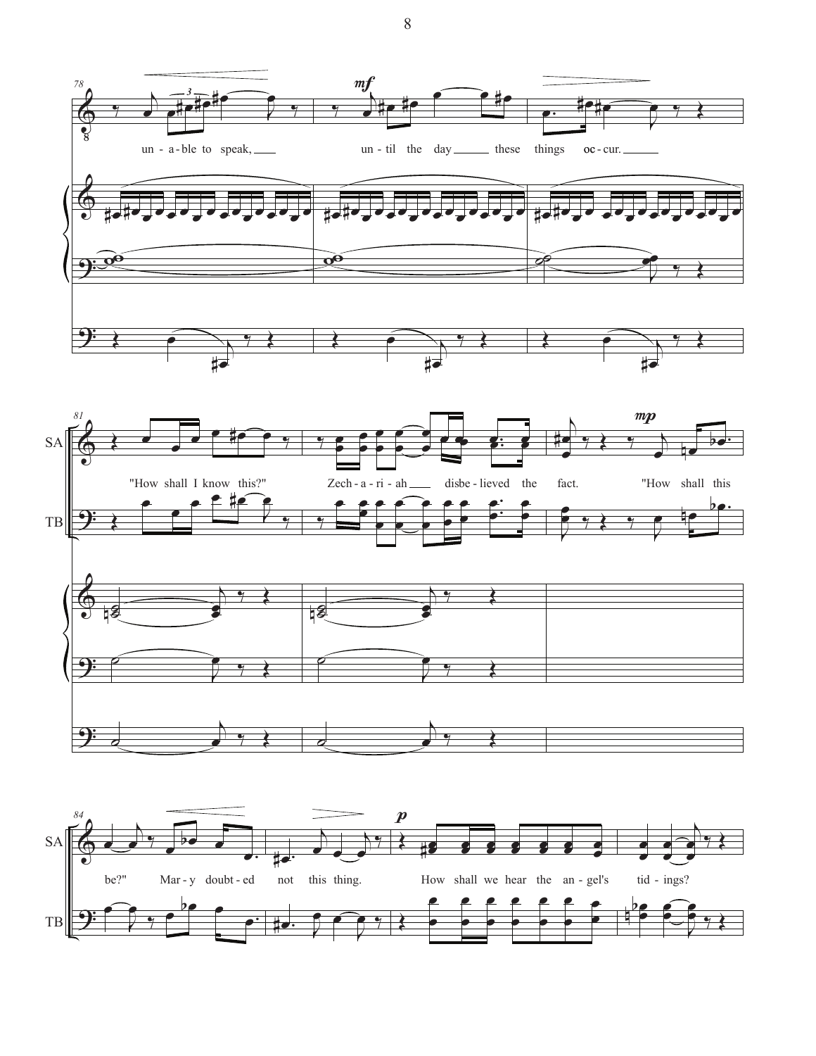78

un - a - ble to speak, un - til the day these things oc - cur.

81

SA

"How shall I know this?" Zech - a - ri - ah disbe - lieved the fact. "How shall this

TB

84

SA

be?" Mar - y doubt - ed not this thing. How shall we hear the an - gel's tid - ings?

TB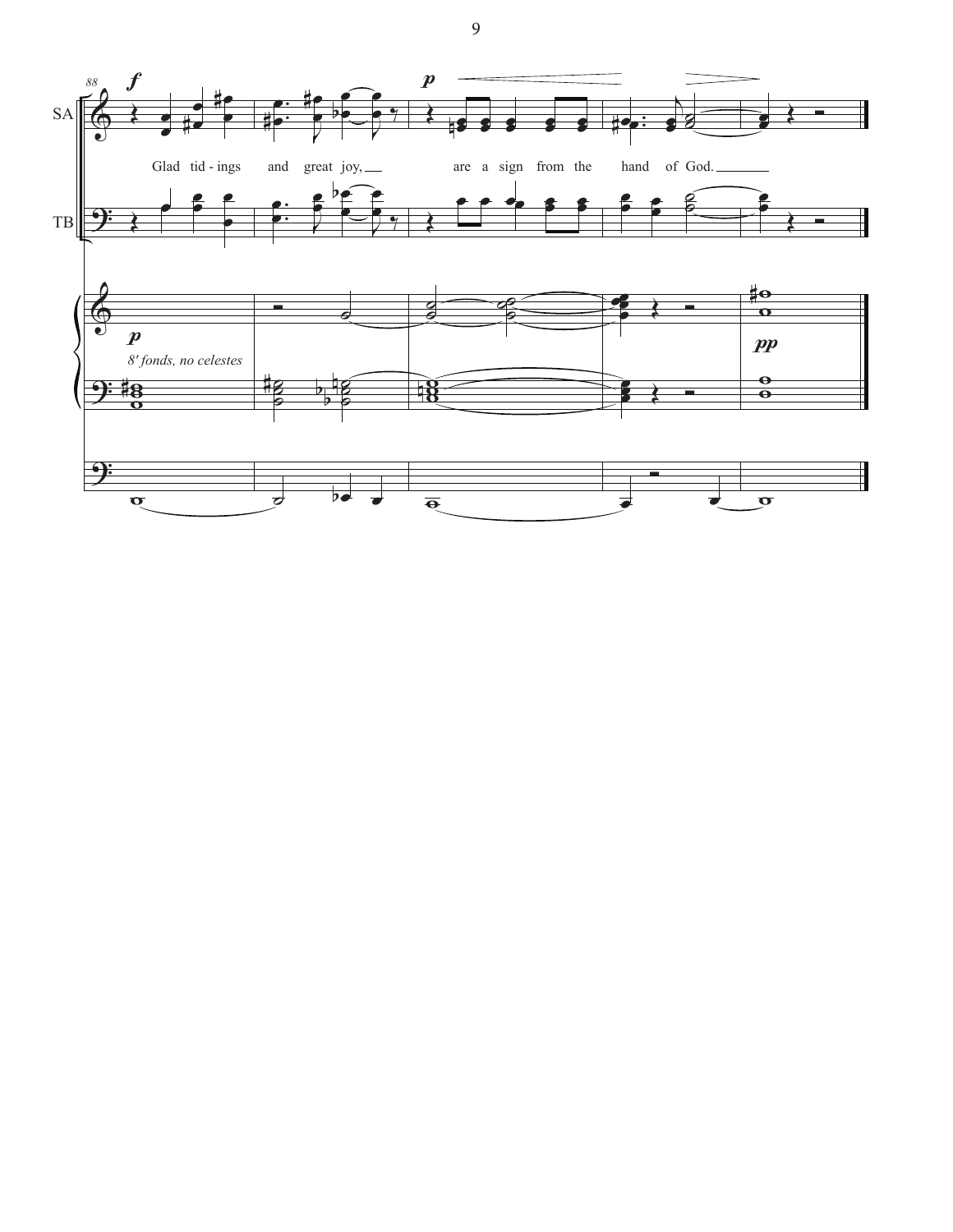88

SA

TB

*f*

*p*

Glad tid - ings and great joy, are a sign from the hand of God.

*p*

*8′ fonds, no celestes*

*pp*